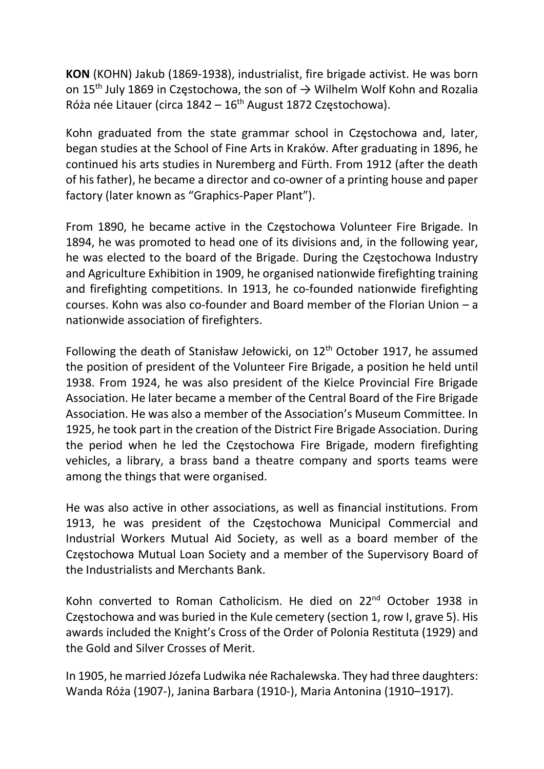**KON** (KOHN) Jakub (1869-1938), industrialist, fire brigade activist. He was born on 15th July 1869 in Częstochowa, the son of → Wilhelm Wolf Kohn and Rozalia Róża née Litauer (circa 1842 – 16th August 1872 Częstochowa).

Kohn graduated from the state grammar school in Częstochowa and, later, began studies at the School of Fine Arts in Kraków. After graduating in 1896, he continued his arts studies in Nuremberg and Fürth. From 1912 (after the death of his father), he became a director and co-owner of a printing house and paper factory (later known as "Graphics-Paper Plant").

From 1890, he became active in the Częstochowa Volunteer Fire Brigade. In 1894, he was promoted to head one of its divisions and, in the following year, he was elected to the board of the Brigade. During the Częstochowa Industry and Agriculture Exhibition in 1909, he organised nationwide firefighting training and firefighting competitions. In 1913, he co-founded nationwide firefighting courses. Kohn was also co-founder and Board member of the Florian Union – a nationwide association of firefighters.

Following the death of Stanisław Jełowicki, on 12th October 1917, he assumed the position of president of the Volunteer Fire Brigade, a position he held until 1938. From 1924, he was also president of the Kielce Provincial Fire Brigade Association. He later became a member of the Central Board of the Fire Brigade Association. He was also a member of the Association's Museum Committee. In 1925, he took part in the creation of the District Fire Brigade Association. During the period when he led the Częstochowa Fire Brigade, modern firefighting vehicles, a library, a brass band a theatre company and sports teams were among the things that were organised.

He was also active in other associations, as well as financial institutions. From 1913, he was president of the Częstochowa Municipal Commercial and Industrial Workers Mutual Aid Society, as well as a board member of the Częstochowa Mutual Loan Society and a member of the Supervisory Board of the Industrialists and Merchants Bank.

Kohn converted to Roman Catholicism. He died on 22nd October 1938 in Częstochowa and was buried in the Kule cemetery (section 1, row I, grave 5). His awards included the Knight's Cross of the Order of Polonia Restituta (1929) and the Gold and Silver Crosses of Merit.

In 1905, he married Józefa Ludwika née Rachalewska. They had three daughters: Wanda Róża (1907-), Janina Barbara (1910-), Maria Antonina (1910–1917).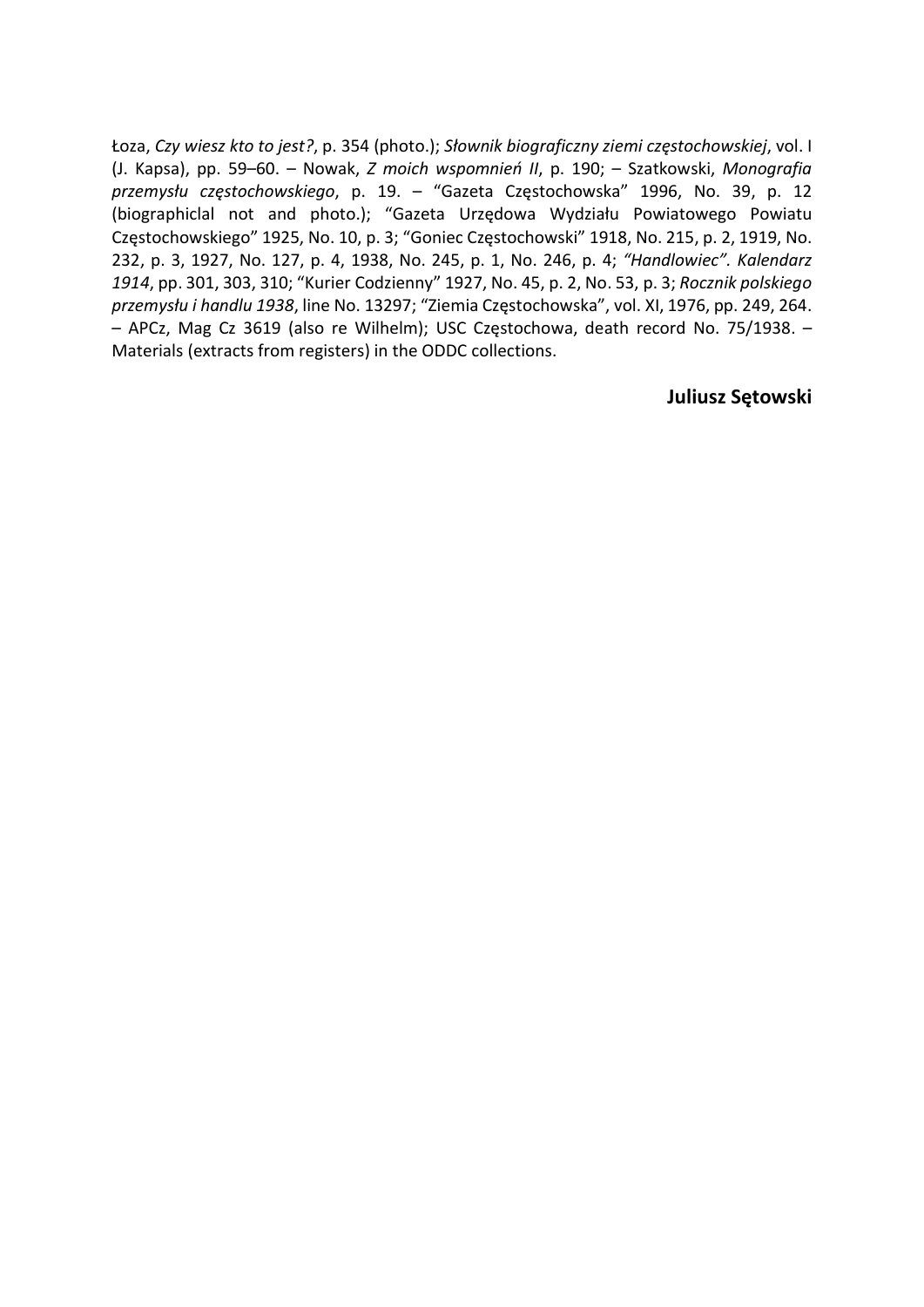Łoza, *Czy wiesz kto to jest?*, p. 354 (photo.); *Słownik biograficzny ziemi częstochowskiej*, vol. I (J. Kapsa), pp. 59–60. – Nowak, *Z moich wspomnień II*, p. 190; – Szatkowski, *Monografia przemysłu częstochowskiego*, p. 19. – "Gazeta Częstochowska" 1996, No. 39, p. 12 (biographiclal not and photo.); "Gazeta Urzędowa Wydziału Powiatowego Powiatu Częstochowskiego" 1925, No. 10, p. 3; "Goniec Częstochowski" 1918, No. 215, p. 2, 1919, No. 232, p. 3, 1927, No. 127, p. 4, 1938, No. 245, p. 1, No. 246, p. 4; *"Handlowiec". Kalendarz 1914*, pp. 301, 303, 310; "Kurier Codzienny" 1927, No. 45, p. 2, No. 53, p. 3; *Rocznik polskiego przemysłu i handlu 1938*, line No. 13297; "Ziemia Częstochowska", vol. XI, 1976, pp. 249, 264. – APCz, Mag Cz 3619 (also re Wilhelm); USC Częstochowa, death record No. 75/1938. – Materials (extracts from registers) in the ODDC collections.

**Juliusz Sętowski**